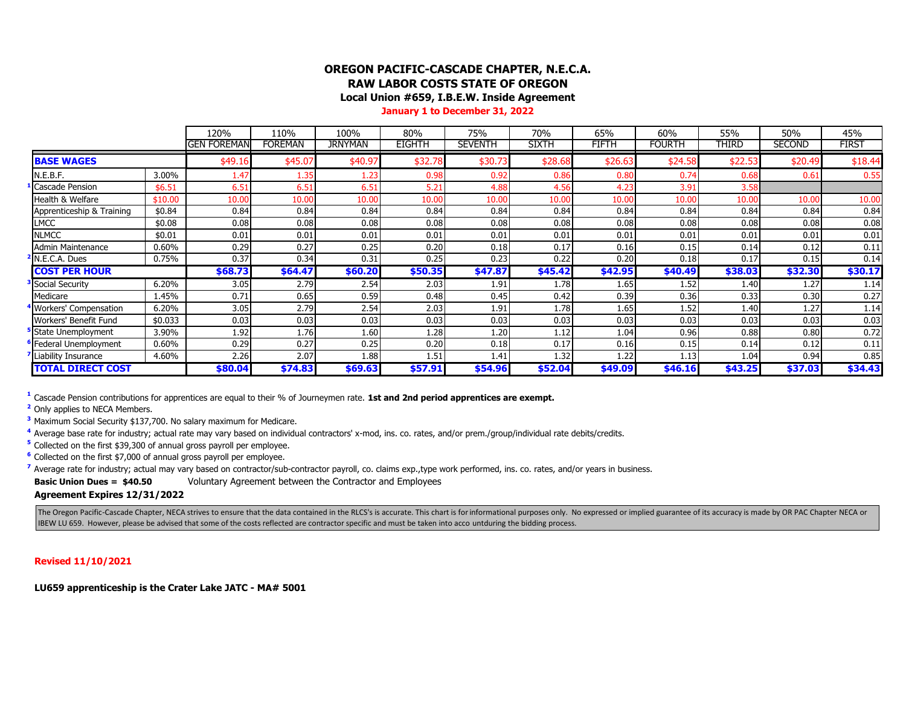# OREGON PACIFIC-CASCADE CHAPTER, N.E.C.A.

## RAW LABOR COSTS STATE OF OREGON

### Local Union #659, I.B.E.W. Inside Agreement

**January 1 to December 31, 2022**

| | | 120% GEN FOREMAN | 110% FOREMAN | 100% JRNYMAN | 80% EIGHTH | 75% SEVENTH | 70% SIXTH | 65% FIFTH | 60% FOURTH | 55% THIRD | 50% SECOND | 45% FIRST |
|---|---|---|---|---|---|---|---|---|---|---|---|---|
| **BASE WAGES** | | $49.16 | $45.07 | $40.97 | $32.78 | $30.73 | $28.68 | $26.63 | $24.58 | $22.53 | $20.49 | $18.44 |
| N.E.B.F. | 3.00% | 1.47 | 1.35 | 1.23 | 0.98 | 0.92 | 0.86 | 0.80 | 0.74 | 0.68 | 0.61 | 0.55 |
| [1] Cascade Pension | $6.51 | 6.51 | 6.51 | 6.51 | 5.21 | 4.88 | 4.56 | 4.23 | 3.91 | 3.58 | | |
| Health & Welfare | $10.00 | 10.00 | 10.00 | 10.00 | 10.00 | 10.00 | 10.00 | 10.00 | 10.00 | 10.00 | 10.00 | 10.00 |
| Apprenticeship & Training | $0.84 | 0.84 | 0.84 | 0.84 | 0.84 | 0.84 | 0.84 | 0.84 | 0.84 | 0.84 | 0.84 | 0.84 |
| LMCC | $0.08 | 0.08 | 0.08 | 0.08 | 0.08 | 0.08 | 0.08 | 0.08 | 0.08 | 0.08 | 0.08 | 0.08 |
| NLMCC | $0.01 | 0.01 | 0.01 | 0.01 | 0.01 | 0.01 | 0.01 | 0.01 | 0.01 | 0.01 | 0.01 | 0.01 |
| Admin Maintenance | 0.60% | 0.29 | 0.27 | 0.25 | 0.20 | 0.18 | 0.17 | 0.16 | 0.15 | 0.14 | 0.12 | 0.11 |
| [2] N.E.C.A. Dues | 0.75% | 0.37 | 0.34 | 0.31 | 0.25 | 0.23 | 0.22 | 0.20 | 0.18 | 0.17 | 0.15 | 0.14 |
| **COST PER HOUR** | | **$68.73** | **$64.47** | **$60.20** | **$50.35** | **$47.87** | **$45.42** | **$42.95** | **$40.49** | **$38.03** | **$32.30** | **$30.17** |
| [3] Social Security | 6.20% | 3.05 | 2.79 | 2.54 | 2.03 | 1.91 | 1.78 | 1.65 | 1.52 | 1.40 | 1.27 | 1.14 |
| Medicare | 1.45% | 0.71 | 0.65 | 0.59 | 0.48 | 0.45 | 0.42 | 0.39 | 0.36 | 0.33 | 0.30 | 0.27 |
| [4] Workers' Compensation | 6.20% | 3.05 | 2.79 | 2.54 | 2.03 | 1.91 | 1.78 | 1.65 | 1.52 | 1.40 | 1.27 | 1.14 |
| Workers' Benefit Fund | $0.033 | 0.03 | 0.03 | 0.03 | 0.03 | 0.03 | 0.03 | 0.03 | 0.03 | 0.03 | 0.03 | 0.03 |
| [5] State Unemployment | 3.90% | 1.92 | 1.76 | 1.60 | 1.28 | 1.20 | 1.12 | 1.04 | 0.96 | 0.88 | 0.80 | 0.72 |
| [6] Federal Unemployment | 0.60% | 0.29 | 0.27 | 0.25 | 0.20 | 0.18 | 0.17 | 0.16 | 0.15 | 0.14 | 0.12 | 0.11 |
| [7] Liability Insurance | 4.60% | 2.26 | 2.07 | 1.88 | 1.51 | 1.41 | 1.32 | 1.22 | 1.13 | 1.04 | 0.94 | 0.85 |
| **TOTAL DIRECT COST** | | **$80.04** | **$74.83** | **$69.63** | **$57.91** | **$54.96** | **$52.04** | **$49.09** | **$46.16** | **$43.25** | **$37.03** | **$34.43** |

[1] Cascade Pension contributions for apprentices are equal to their % of Journeymen rate. **1st and 2nd period apprentices are exempt.**

[2] Only applies to NECA Members.

[3] Maximum Social Security $137,700. No salary maximum for Medicare.

[4] Average base rate for industry; actual rate may vary based on individual contractors' x-mod, ins. co. rates, and/or prem./group/individual rate debits/credits.

[5] Collected on the first $39,300 of annual gross payroll per employee.

[6] Collected on the first $7,000 of annual gross payroll per employee.

[7] Average rate for industry; actual may vary based on contractor/sub-contractor payroll, co. claims exp.,type work performed, ins. co. rates, and/or years in business.

**Basic Union Dues = $40.50** Voluntary Agreement between the Contractor and Employees

**Agreement Expires 12/31/2022**

The Oregon Pacific-Cascade Chapter, NECA strives to ensure that the data contained in the RLCS's is accurate. This chart is for informational purposes only. No expressed or implied guarantee of its accuracy is made by OR PAC Chapter NECA or IBEW LU 659. However, please be advised that some of the costs reflected are contractor specific and must be taken into acco untduring the bidding process.

**Revised 11/10/2021**

**LU659 apprenticeship is the Crater Lake JATC - MA# 5001**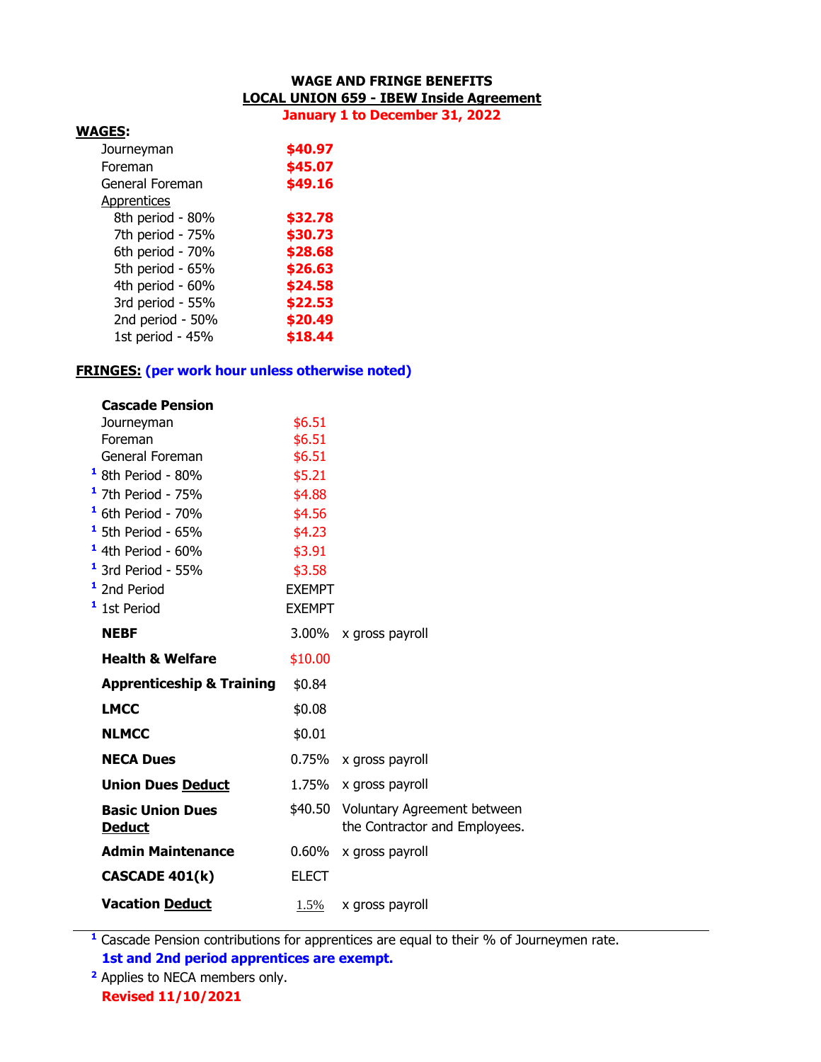**WAGE AND FRINGE BENEFITS**
**LOCAL UNION 659 - IBEW Inside Agreement**
**January 1 to December 31, 2022**

**WAGES:**

| | |
|---|---|
| Journeyman | **$40.97** |
| Foreman | **$45.07** |
| General Foreman | **$49.16** |
| Apprentices | |
| 8th period - 80% | **$32.78** |
| 7th period - 75% | **$30.73** |
| 6th period - 70% | **$28.68** |
| 5th period - 65% | **$26.63** |
| 4th period - 60% | **$24.58** |
| 3rd period - 55% | **$22.53** |
| 2nd period - 50% | **$20.49** |
| 1st period - 45% | **$18.44** |

**FRINGES:** **(per work hour unless otherwise noted)**

| | | |
|---|---|---|
| **Cascade Pension** | | |
| Journeyman | $6.51 | |
| Foreman | $6.51 | |
| General Foreman | $6.51 | |
| [1] 8th Period - 80% | $5.21 | |
| [1] 7th Period - 75% | $4.88 | |
| [1] 6th Period - 70% | $4.56 | |
| [1] 5th Period - 65% | $4.23 | |
| [1] 4th Period - 60% | $3.91 | |
| [1] 3rd Period - 55% | $3.58 | |
| [1] 2nd Period | EXEMPT | |
| [1] 1st Period | EXEMPT | |
| **NEBF** | 3.00% | x gross payroll |
| **Health & Welfare** | $10.00 | |
| **Apprenticeship & Training** | $0.84 | |
| **LMCC** | $0.08 | |
| **NLMCC** | $0.01 | |
| **NECA Dues** | 0.75% | x gross payroll |
| **Union Dues Deduct** | 1.75% | x gross payroll |
| **Basic Union Dues Deduct** | $40.50 | Voluntary Agreement between the Contractor and Employees. |
| **Admin Maintenance** | 0.60% | x gross payroll |
| **CASCADE 401(k)** | ELECT | |
| **Vacation Deduct** | 1.5% | x gross payroll |

[1] Cascade Pension contributions for apprentices are equal to their % of Journeymen rate.
**1st and 2nd period apprentices are exempt.**

[2] Applies to NECA members only.

**Revised 11/10/2021**